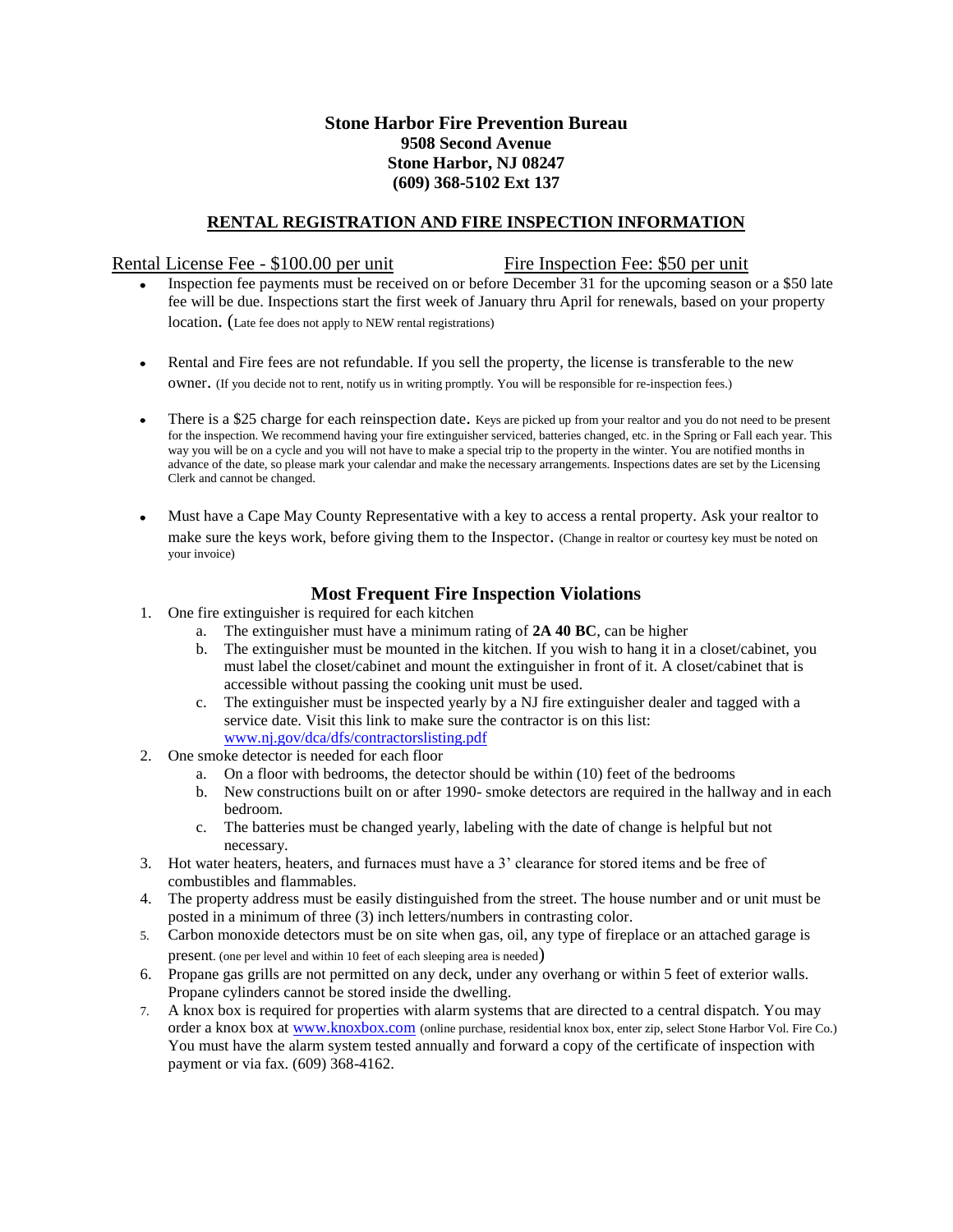# Stone Harbor Fire Prevention Bureau

**9508 Second Avenue**
**Stone Harbor, NJ 08247**
**(609) 368-5102 Ext 137**

## RENTAL REGISTRATION AND FIRE INSPECTION INFORMATION

Rental License Fee - $100.00 per unit        Fire Inspection Fee: $50 per unit

- Inspection fee payments must be received on or before December 31 for the upcoming season or a $50 late fee will be due. Inspections start the first week of January thru April for renewals, based on your property location. (Late fee does not apply to NEW rental registrations)

- Rental and Fire fees are not refundable. If you sell the property, the license is transferable to the new owner. (If you decide not to rent, notify us in writing promptly. You will be responsible for re-inspection fees.)

- There is a $25 charge for each reinspection date. Keys are picked up from your realtor and you do not need to be present for the inspection. We recommend having your fire extinguisher serviced, batteries changed, etc. in the Spring or Fall each year. This way you will be on a cycle and you will not have to make a special trip to the property in the winter. You are notified months in advance of the date, so please mark your calendar and make the necessary arrangements. Inspections dates are set by the Licensing Clerk and cannot be changed.

- Must have a Cape May County Representative with a key to access a rental property. Ask your realtor to make sure the keys work, before giving them to the Inspector. (Change in realtor or courtesy key must be noted on your invoice)

## Most Frequent Fire Inspection Violations

1. One fire extinguisher is required for each kitchen
   a. The extinguisher must have a minimum rating of **2A 40 BC**, can be higher
   b. The extinguisher must be mounted in the kitchen. If you wish to hang it in a closet/cabinet, you must label the closet/cabinet and mount the extinguisher in front of it. A closet/cabinet that is accessible without passing the cooking unit must be used.
   c. The extinguisher must be inspected yearly by a NJ fire extinguisher dealer and tagged with a service date. Visit this link to make sure the contractor is on this list: www.nj.gov/dca/dfs/contractorslisting.pdf
2. One smoke detector is needed for each floor
   a. On a floor with bedrooms, the detector should be within (10) feet of the bedrooms
   b. New constructions built on or after 1990- smoke detectors are required in the hallway and in each bedroom.
   c. The batteries must be changed yearly, labeling with the date of change is helpful but not necessary.
3. Hot water heaters, heaters, and furnaces must have a 3' clearance for stored items and be free of combustibles and flammables.
4. The property address must be easily distinguished from the street. The house number and or unit must be posted in a minimum of three (3) inch letters/numbers in contrasting color.
5. Carbon monoxide detectors must be on site when gas, oil, any type of fireplace or an attached garage is present. (one per level and within 10 feet of each sleeping area is needed)
6. Propane gas grills are not permitted on any deck, under any overhang or within 5 feet of exterior walls. Propane cylinders cannot be stored inside the dwelling.
7. A knox box is required for properties with alarm systems that are directed to a central dispatch. You may order a knox box at www.knoxbox.com (online purchase, residential knox box, enter zip, select Stone Harbor Vol. Fire Co.) You must have the alarm system tested annually and forward a copy of the certificate of inspection with payment or via fax. (609) 368-4162.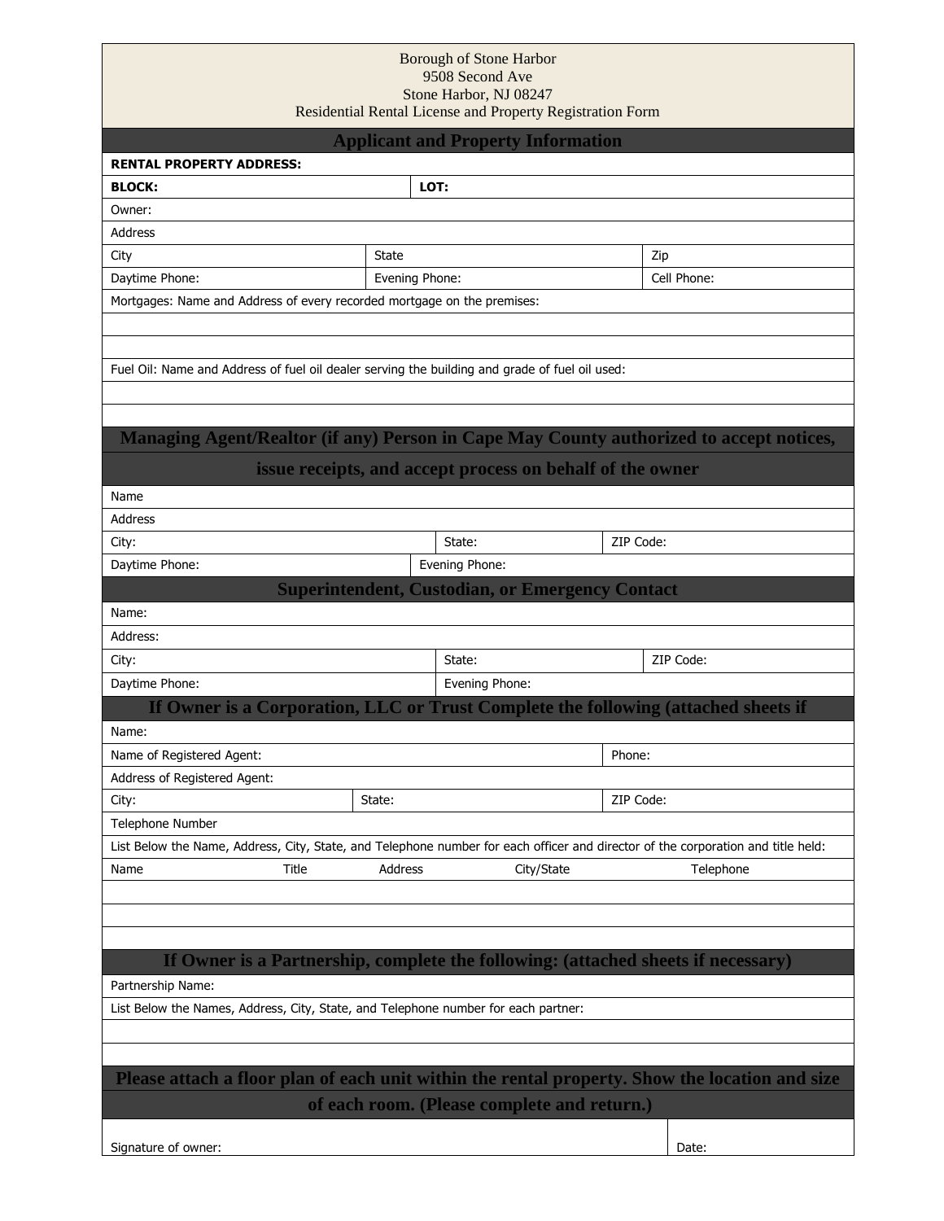Borough of Stone Harbor
9508 Second Ave
Stone Harbor, NJ 08247
Residential Rental License and Property Registration Form

## Applicant and Property Information

| **RENTAL PROPERTY ADDRESS:** | | |
|---|---|---|
| **BLOCK:** | **LOT:** | |
| Owner: | | |
| Address | | |
| City | State | Zip |
| Daytime Phone: | Evening Phone: | Cell Phone: |

Mortgages: Name and Address of every recorded mortgage on the premises:

Fuel Oil: Name and Address of fuel oil dealer serving the building and grade of fuel oil used:

## Managing Agent/Realtor (if any) Person in Cape May County authorized to accept notices, issue receipts, and accept process on behalf of the owner

| Name | | |
|---|---|---|
| Address | | |
| City: | State: | ZIP Code: |
| Daytime Phone: | Evening Phone: | |

## Superintendent, Custodian, or Emergency Contact

| Name: | | |
|---|---|---|
| Address: | | |
| City: | State: | ZIP Code: |
| Daytime Phone: | Evening Phone: | |

## If Owner is a Corporation, LLC or Trust Complete the following (attached sheets if

| Name: | | |
|---|---|---|
| Name of Registered Agent: | | Phone: |
| Address of Registered Agent: | | |
| City: | State: | ZIP Code: |
| Telephone Number | | |

List Below the Name, Address, City, State, and Telephone number for each officer and director of the corporation and title held:

| Name | Title | Address | City/State | Telephone |
|---|---|---|---|---|
| | | | | |
| | | | | |
| | | | | |

## If Owner is a Partnership, complete the following: (attached sheets if necessary)

Partnership Name:

List Below the Names, Address, City, State, and Telephone number for each partner:

## Please attach a floor plan of each unit within the rental property. Show the location and size of each room. (Please complete and return.)

| Signature of owner: | Date: |
|---|---|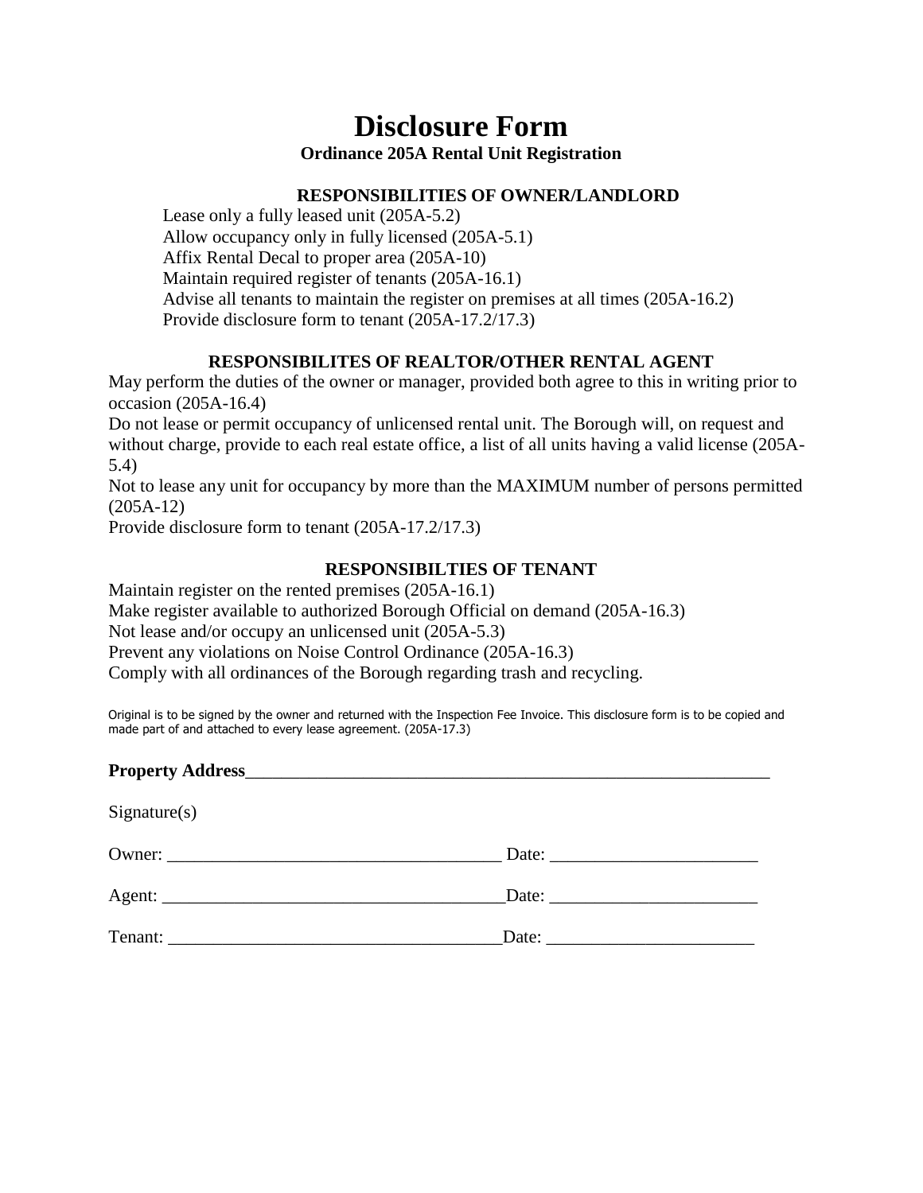# Disclosure Form

**Ordinance 205A Rental Unit Registration**

### RESPONSIBILITIES OF OWNER/LANDLORD

Lease only a fully leased unit (205A-5.2)
Allow occupancy only in fully licensed (205A-5.1)
Affix Rental Decal to proper area (205A-10)
Maintain required register of tenants (205A-16.1)
Advise all tenants to maintain the register on premises at all times (205A-16.2)
Provide disclosure form to tenant (205A-17.2/17.3)

### RESPONSIBILITES OF REALTOR/OTHER RENTAL AGENT

May perform the duties of the owner or manager, provided both agree to this in writing prior to occasion (205A-16.4)
Do not lease or permit occupancy of unlicensed rental unit. The Borough will, on request and without charge, provide to each real estate office, a list of all units having a valid license (205A-5.4)
Not to lease any unit for occupancy by more than the MAXIMUM number of persons permitted (205A-12)
Provide disclosure form to tenant (205A-17.2/17.3)

### RESPONSIBILTIES OF TENANT

Maintain register on the rented premises (205A-16.1)
Make register available to authorized Borough Official on demand (205A-16.3)
Not lease and/or occupy an unlicensed unit (205A-5.3)
Prevent any violations on Noise Control Ordinance (205A-16.3)
Comply with all ordinances of the Borough regarding trash and recycling.

Original is to be signed by the owner and returned with the Inspection Fee Invoice. This disclosure form is to be copied and made part of and attached to every lease agreement. (205A-17.3)

**Property Address**_____________________________________________________________

Signature(s)

Owner: _____________________________________ Date: _______________________

Agent: ______________________________________Date: _______________________

Tenant: _____________________________________Date: _______________________